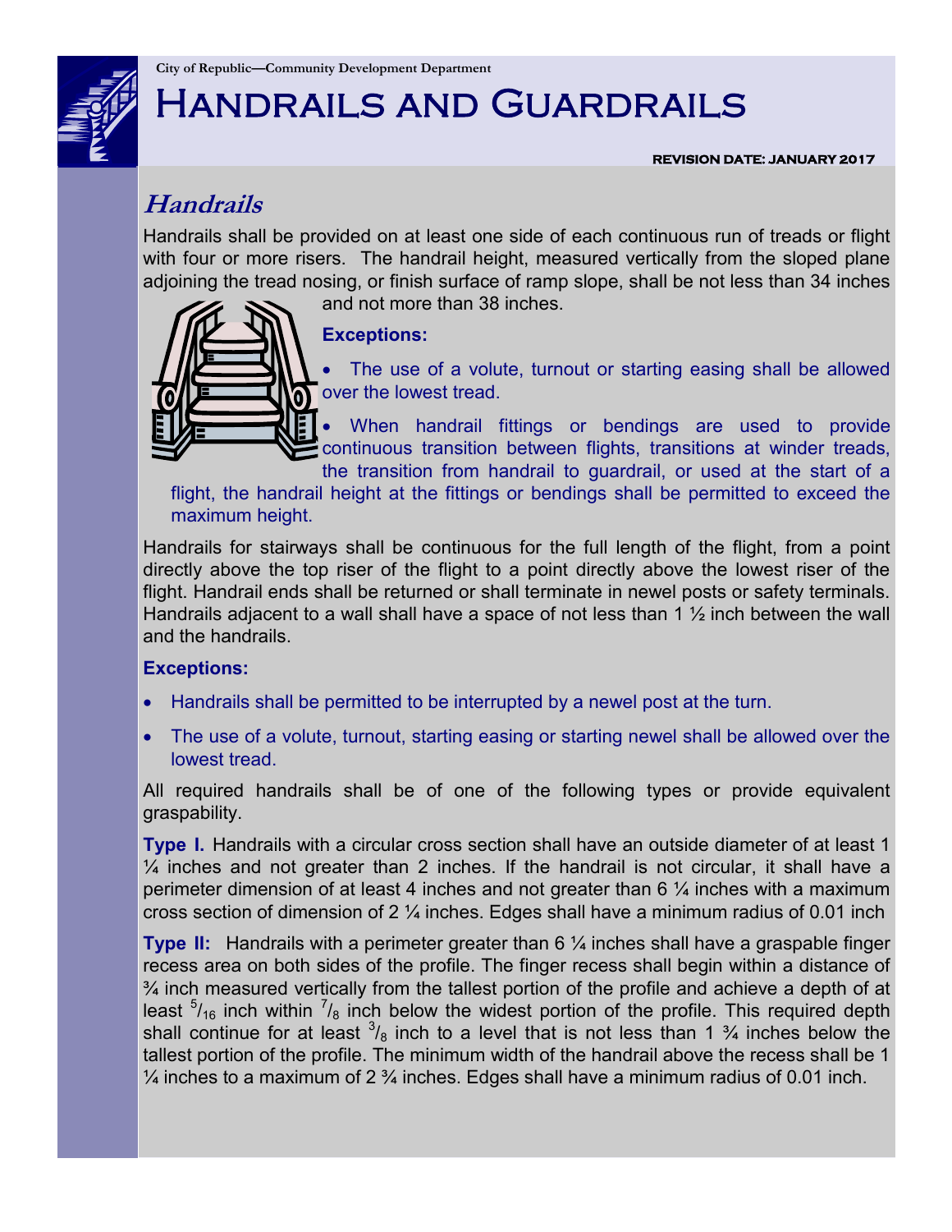City of Republic—Community Development Department

# Handrails and Guardrails

**REVISION DATE: JANUARY 2017**

## *Handrails*

Handrails shall be provided on at least one side of each continuous run of treads or flight with four or more risers. The handrail height, measured vertically from the sloped plane adjoining the tread nosing, or finish surface of ramp slope, shall be not less than 34 inches and not more than 38 inches.

**Exceptions:**

- The use of a volute, turnout or starting easing shall be allowed over the lowest tread.
- When handrail fittings or bendings are used to provide continuous transition between flights, transitions at winder treads, the transition from handrail to guardrail, or used at the start of a flight, the handrail height at the fittings or bendings shall be permitted to exceed the maximum height.

Handrails for stairways shall be continuous for the full length of the flight, from a point directly above the top riser of the flight to a point directly above the lowest riser of the flight. Handrail ends shall be returned or shall terminate in newel posts or safety terminals. Handrails adjacent to a wall shall have a space of not less than 1 ½ inch between the wall and the handrails.

**Exceptions:**

- Handrails shall be permitted to be interrupted by a newel post at the turn.
- The use of a volute, turnout, starting easing or starting newel shall be allowed over the lowest tread.

All required handrails shall be of one of the following types or provide equivalent graspability.

**Type I.** Handrails with a circular cross section shall have an outside diameter of at least 1 ¼ inches and not greater than 2 inches. If the handrail is not circular, it shall have a perimeter dimension of at least 4 inches and not greater than 6 ¼ inches with a maximum cross section of dimension of 2 ¼ inches. Edges shall have a minimum radius of 0.01 inch

**Type II:** Handrails with a perimeter greater than 6 ¼ inches shall have a graspable finger recess area on both sides of the profile. The finger recess shall begin within a distance of ¾ inch measured vertically from the tallest portion of the profile and achieve a depth of at least $^{5}/_{16}$ inch within $^{7}/_{8}$ inch below the widest portion of the profile. This required depth shall continue for at least $^{3}/_{8}$ inch to a level that is not less than 1 ¾ inches below the tallest portion of the profile. The minimum width of the handrail above the recess shall be 1 ¼ inches to a maximum of 2 ¾ inches. Edges shall have a minimum radius of 0.01 inch.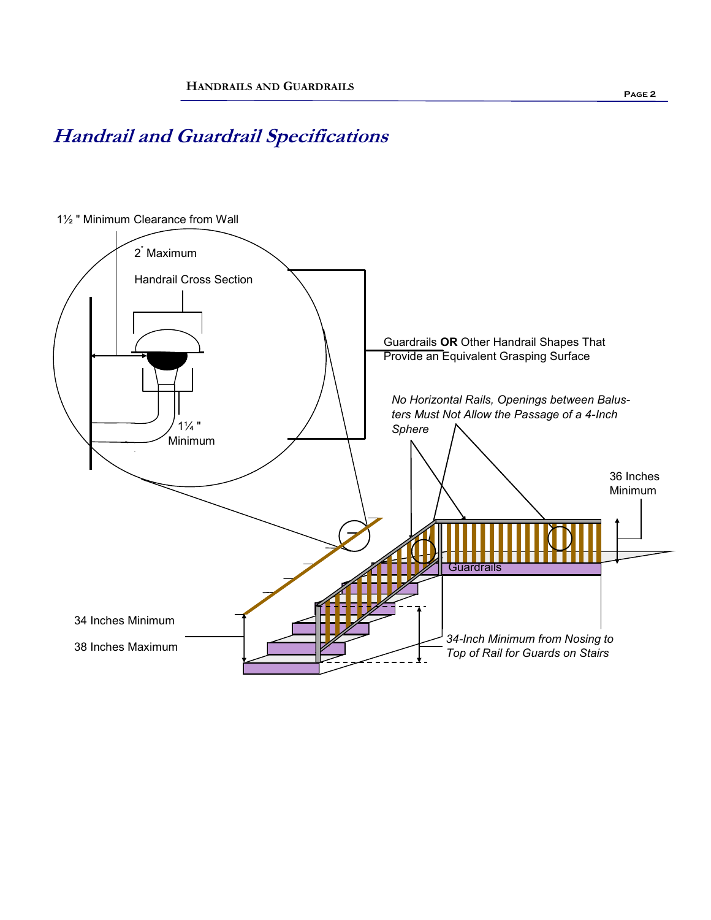# Handrail and Guardrail Specifications

1½ " Minimum Clearance from Wall

2" Maximum

Handrail Cross Section

1¼ " Minimum

Guardrails **OR** Other Handrail Shapes That Provide an Equivalent Grasping Surface

*No Horizontal Rails, Openings between Balusters Must Not Allow the Passage of a 4-Inch Sphere*

36 Inches Minimum

Guardrails

34 Inches Minimum

38 Inches Maximum

*34-Inch Minimum from Nosing to Top of Rail for Guards on Stairs*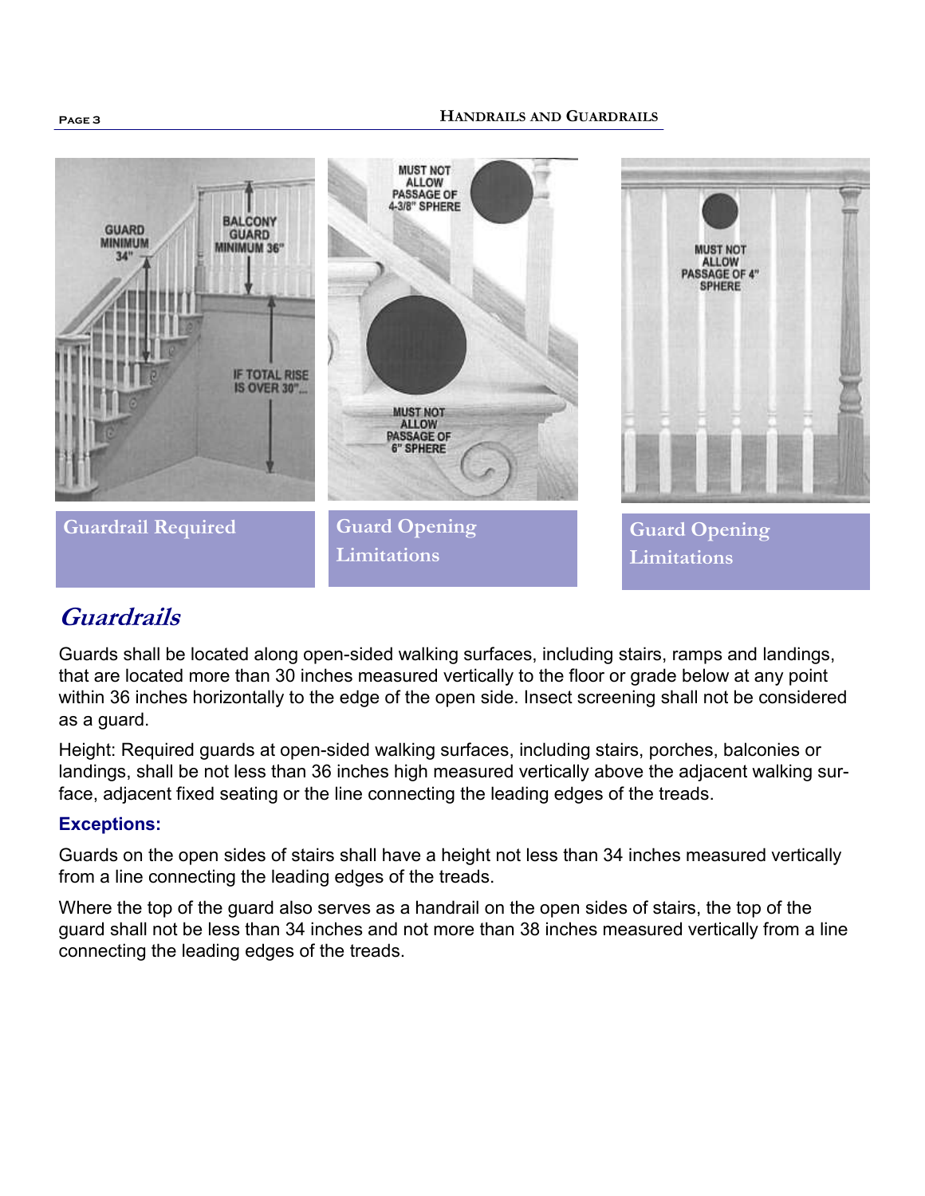Guardrail Required

Guard Opening Limitations

Guard Opening Limitations

## *Guardrails*

Guards shall be located along open-sided walking surfaces, including stairs, ramps and landings, that are located more than 30 inches measured vertically to the floor or grade below at any point within 36 inches horizontally to the edge of the open side. Insect screening shall not be considered as a guard.

Height: Required guards at open-sided walking surfaces, including stairs, porches, balconies or landings, shall be not less than 36 inches high measured vertically above the adjacent walking surface, adjacent fixed seating or the line connecting the leading edges of the treads.

### Exceptions:

Guards on the open sides of stairs shall have a height not less than 34 inches measured vertically from a line connecting the leading edges of the treads.

Where the top of the guard also serves as a handrail on the open sides of stairs, the top of the guard shall not be less than 34 inches and not more than 38 inches measured vertically from a line connecting the leading edges of the treads.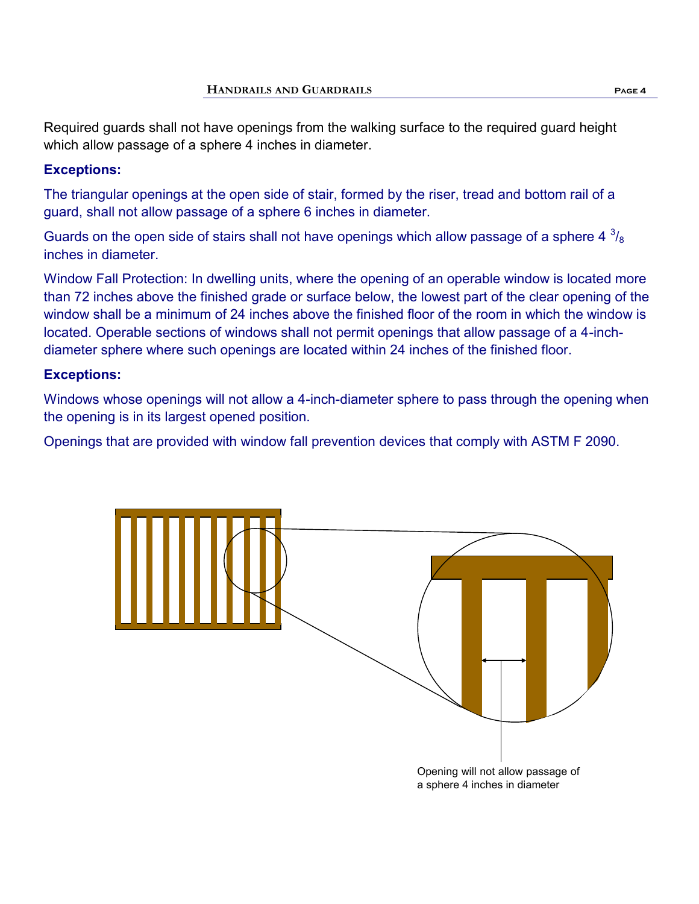Required guards shall not have openings from the walking surface to the required guard height which allow passage of a sphere 4 inches in diameter.

**Exceptions:**

The triangular openings at the open side of stair, formed by the riser, tread and bottom rail of a guard, shall not allow passage of a sphere 6 inches in diameter.

Guards on the open side of stairs shall not have openings which allow passage of a sphere 4 $^{3}/_{8}$ inches in diameter.

Window Fall Protection: In dwelling units, where the opening of an operable window is located more than 72 inches above the finished grade or surface below, the lowest part of the clear opening of the window shall be a minimum of 24 inches above the finished floor of the room in which the window is located. Operable sections of windows shall not permit openings that allow passage of a 4-inch-diameter sphere where such openings are located within 24 inches of the finished floor.

**Exceptions:**

Windows whose openings will not allow a 4-inch-diameter sphere to pass through the opening when the opening is in its largest opened position.

Openings that are provided with window fall prevention devices that comply with ASTM F 2090.

Opening will not allow passage of a sphere 4 inches in diameter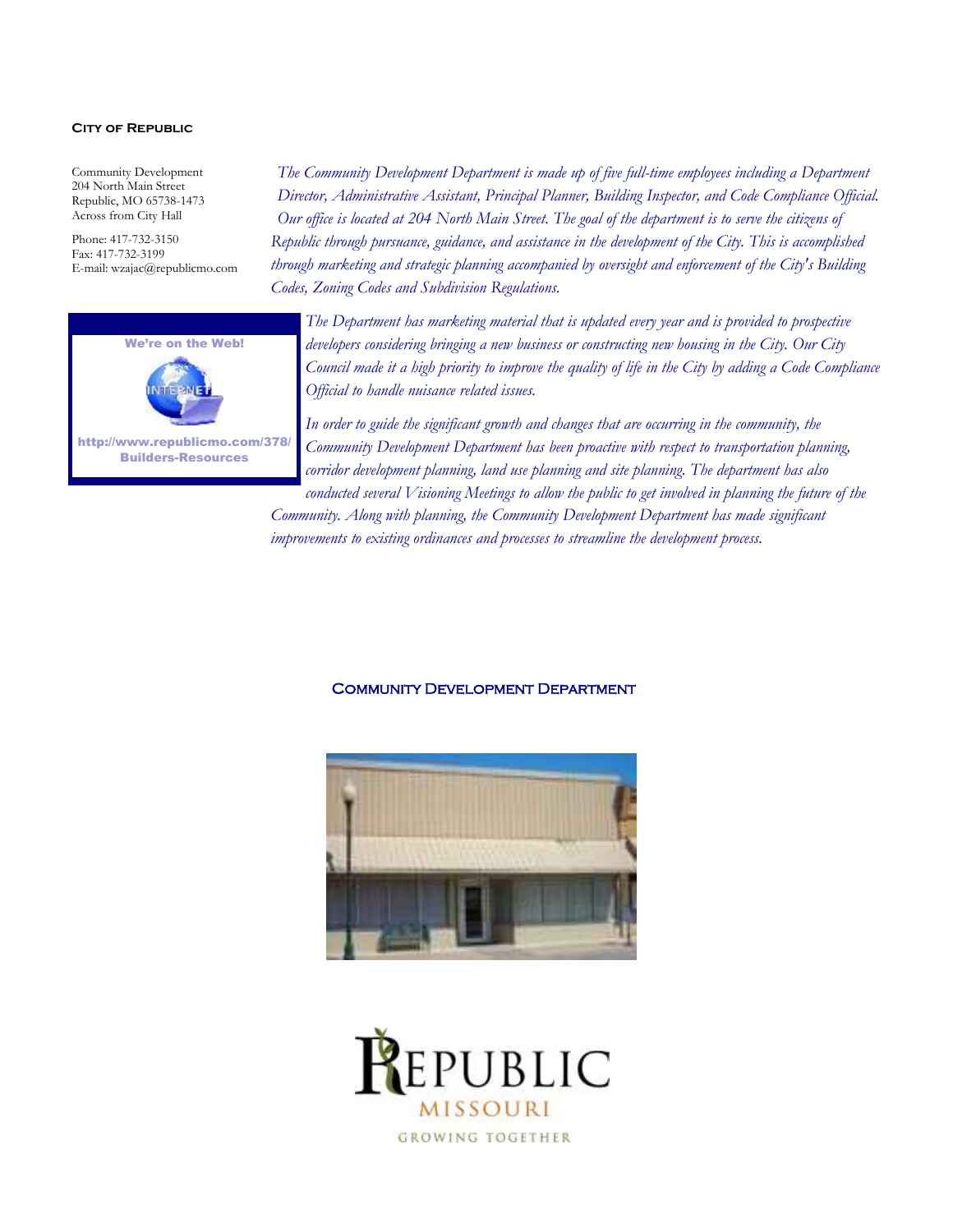## City of Republic

Community Development
204 North Main Street
Republic, MO 65738-1473
Across from City Hall

Phone: 417-732-3150
Fax: 417-732-3199
E-mail: wzajac@republicmo.com

**We're on the Web!**

**http://www.republicmo.com/378/Builders-Resources**

*The Community Development Department is made up of five full-time employees including a Department Director, Administrative Assistant, Principal Planner, Building Inspector, and Code Compliance Official. Our office is located at 204 North Main Street. The goal of the department is to serve the citizens of Republic through pursuance, guidance, and assistance in the development of the City. This is accomplished through marketing and strategic planning accompanied by oversight and enforcement of the City's Building Codes, Zoning Codes and Subdivision Regulations.*

*The Department has marketing material that is updated every year and is provided to prospective developers considering bringing a new business or constructing new housing in the City. Our City Council made it a high priority to improve the quality of life in the City by adding a Code Compliance Official to handle nuisance related issues.*

*In order to guide the significant growth and changes that are occurring in the community, the Community Development Department has been proactive with respect to transportation planning, corridor development planning, land use planning and site planning. The department has also conducted several Visioning Meetings to allow the public to get involved in planning the future of the Community. Along with planning, the Community Development Department has made significant improvements to existing ordinances and processes to streamline the development process.*

## Community Development Department

REPUBLIC
MISSOURI
GROWING TOGETHER